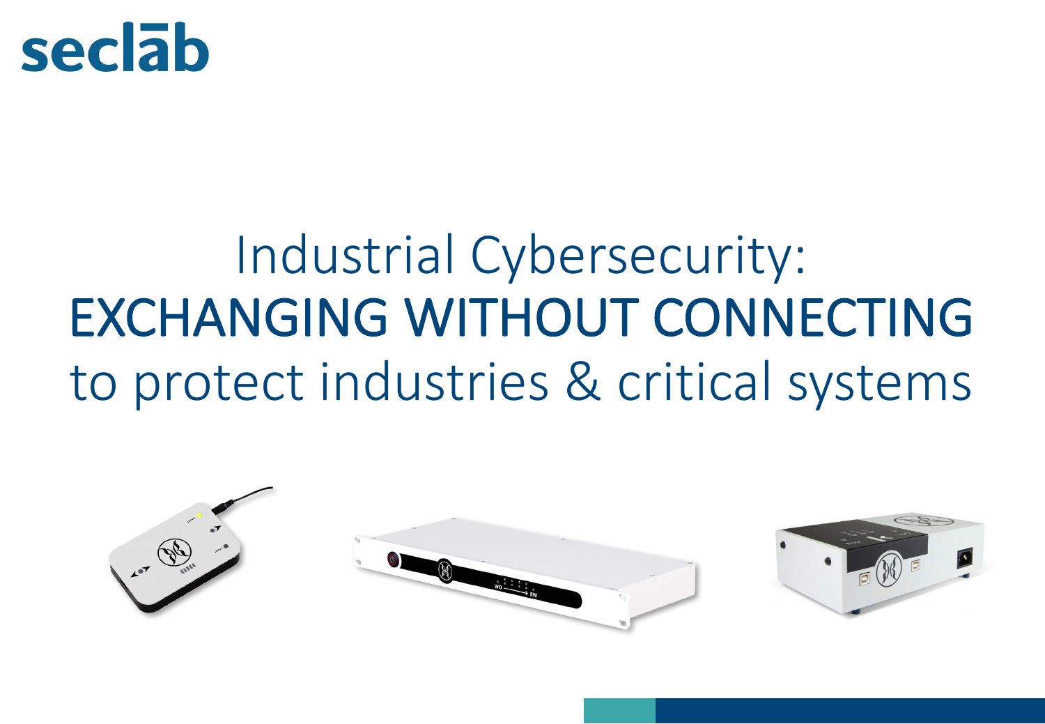seclāb

# Industrial Cybersecurity:
# EXCHANGING WITHOUT CONNECTING
# to protect industries & critical systems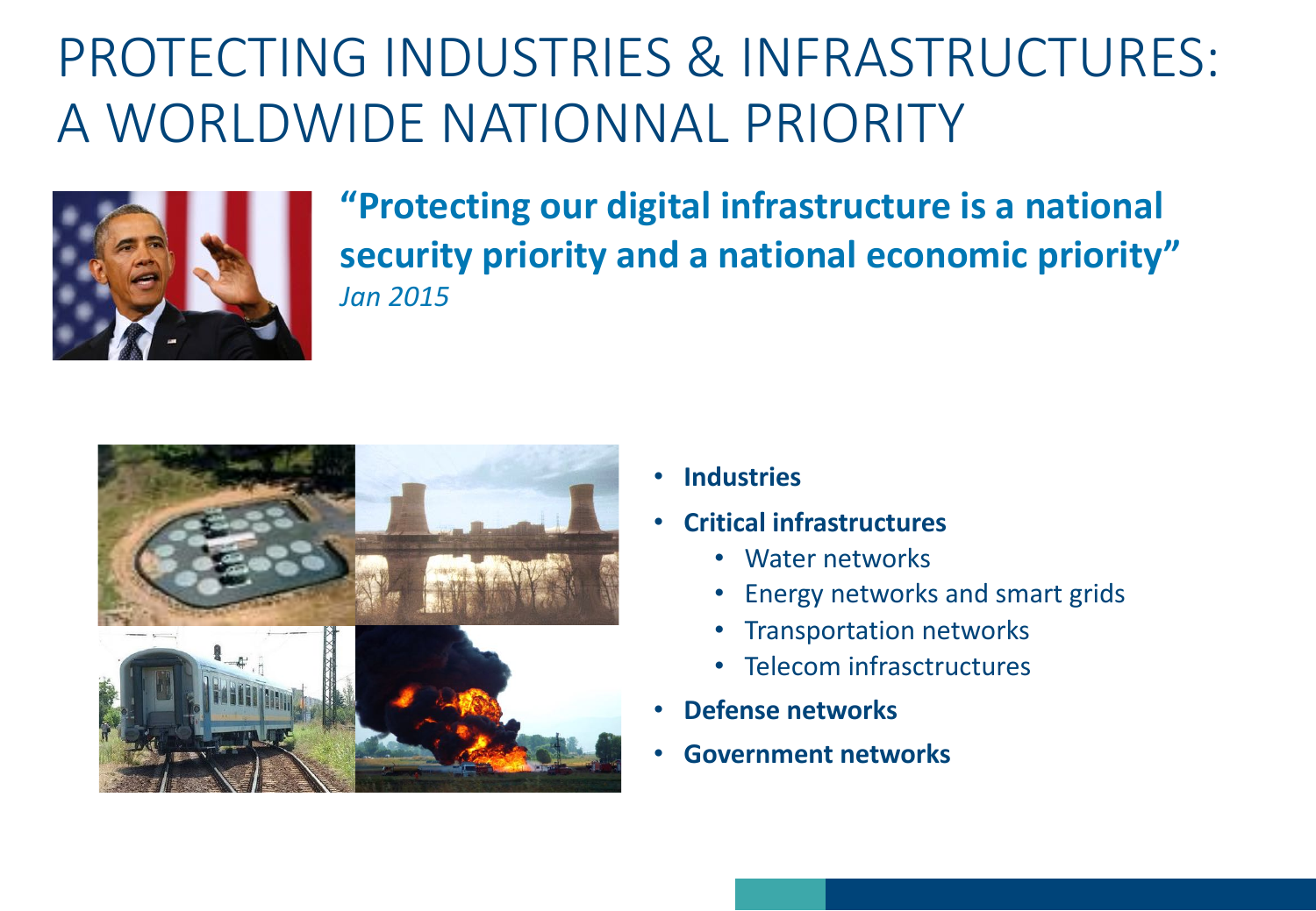# PROTECTING INDUSTRIES & INFRASTRUCTURES: A WORLDWIDE NATIONNAL PRIORITY

**"Protecting our digital infrastructure is a national security priority and a national economic priority"**
*Jan 2015*

- **Industries**
- **Critical infrastructures**
  - Water networks
  - Energy networks and smart grids
  - Transportation networks
  - Telecom infrasctructures
- **Defense networks**
- **Government networks**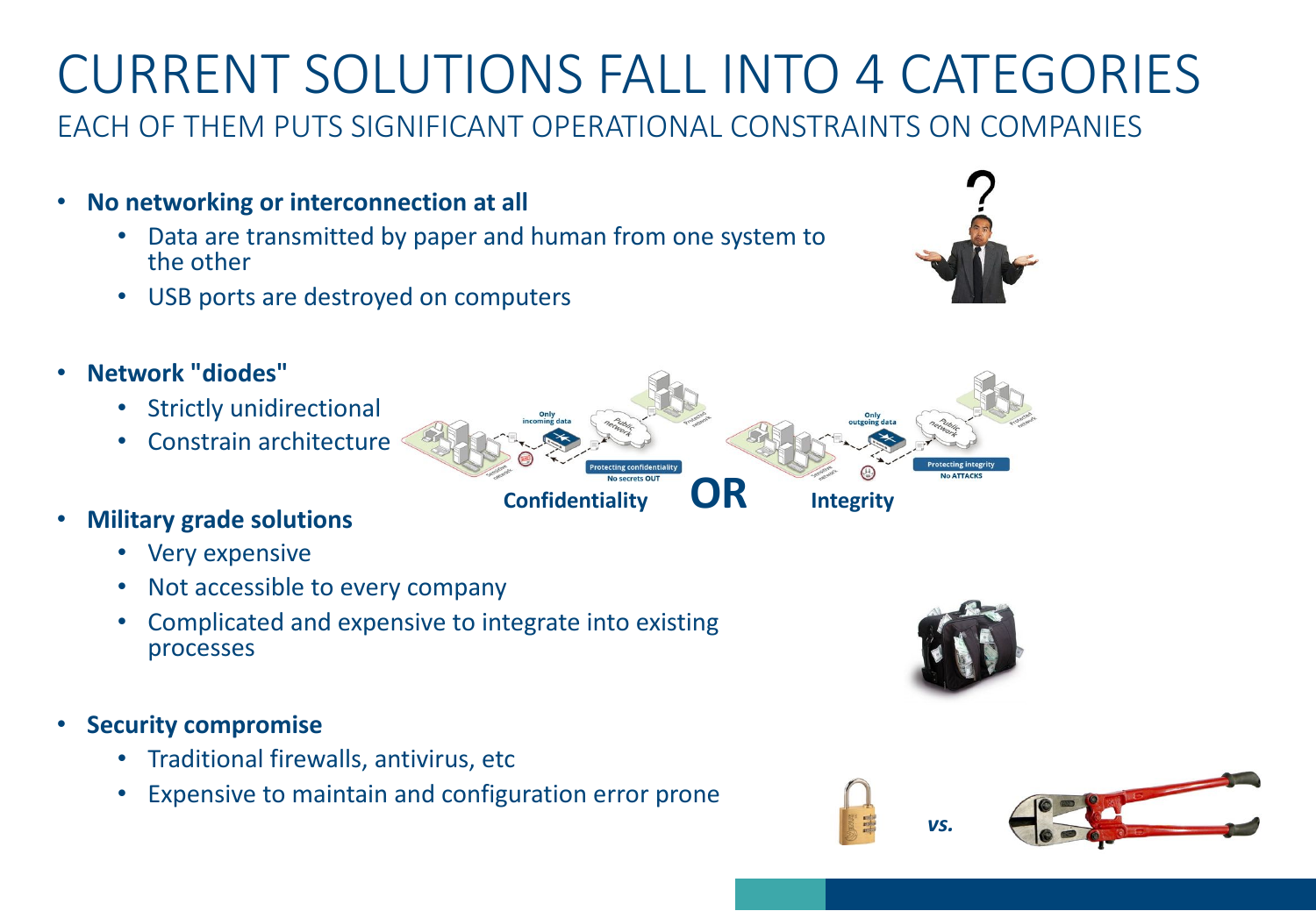# CURRENT SOLUTIONS FALL INTO 4 CATEGORIES

## EACH OF THEM PUTS SIGNIFICANT OPERATIONAL CONSTRAINTS ON COMPANIES

- **No networking or interconnection at all**
  - Data are transmitted by paper and human from one system to the other
  - USB ports are destroyed on computers
- **Network "diodes"**
  - Strictly unidirectional
  - Constrain architecture

**Confidentiality** **OR** **Integrity**

- **Military grade solutions**
  - Very expensive
  - Not accessible to every company
  - Complicated and expensive to integrate into existing processes
- **Security compromise**
  - Traditional firewalls, antivirus, etc
  - Expensive to maintain and configuration error prone

***vs.***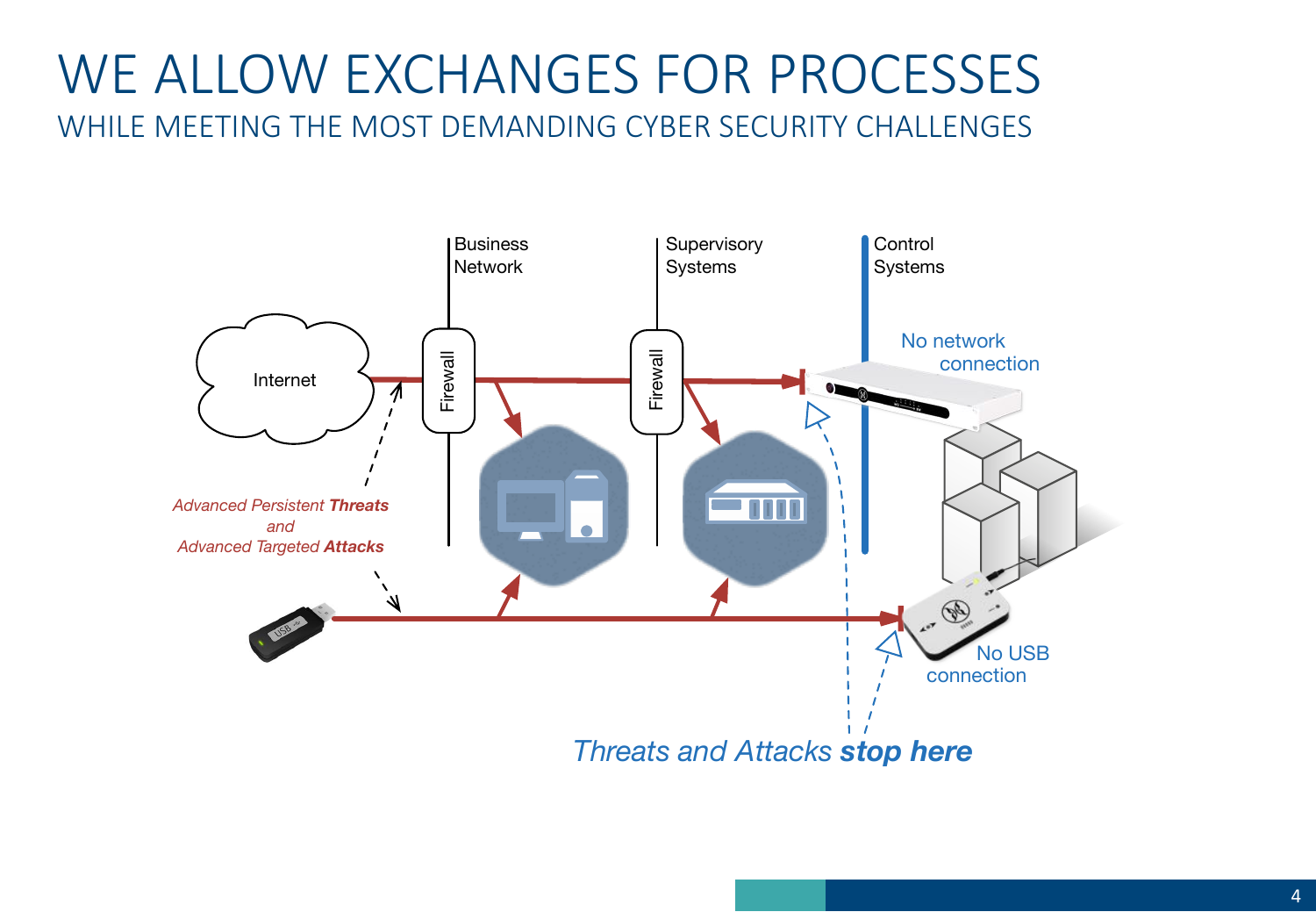# WE ALLOW EXCHANGES FOR PROCESSES

## WHILE MEETING THE MOST DEMANDING CYBER SECURITY CHALLENGES

Business Network

Supervisory Systems

Control Systems

Internet

Firewall

Firewall

No network connection

*Advanced Persistent **Threats** and Advanced Targeted **Attacks***

No USB connection

*Threats and Attacks **stop here***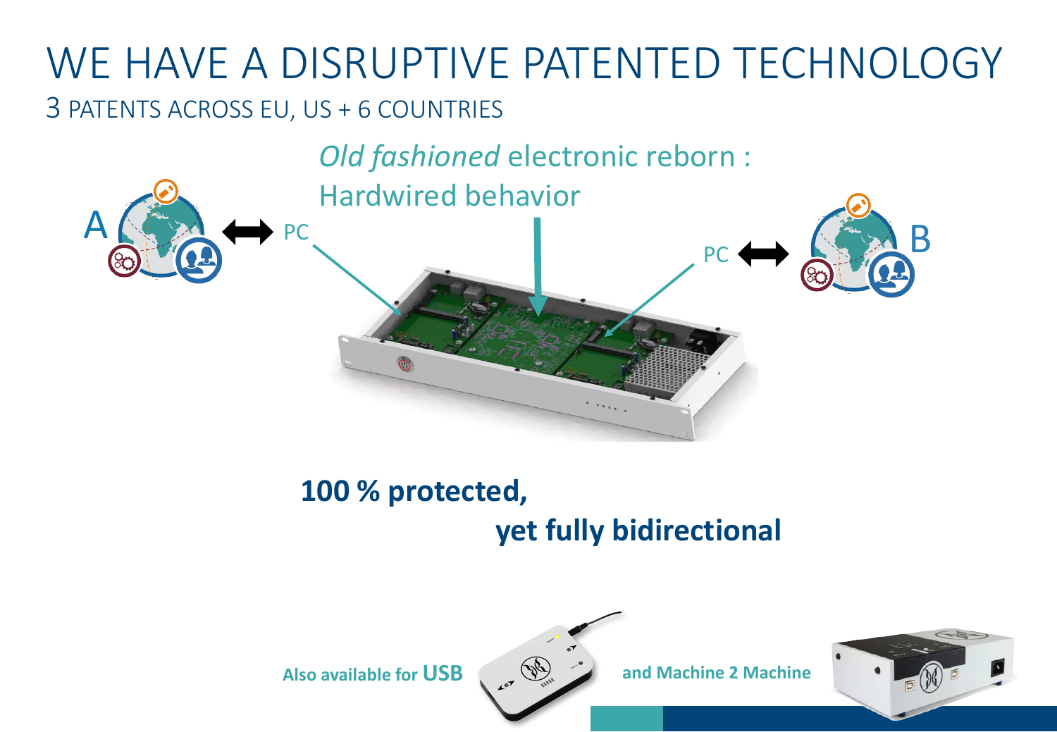# WE HAVE A DISRUPTIVE PATENTED TECHNOLOGY

## 3 PATENTS ACROSS EU, US + 6 COUNTRIES

*Old fashioned* electronic reborn :
Hardwired behavior

A ⟷ PC

PC ⟷ B

**100 % protected,**

**yet fully bidirectional**

**Also available for USB** **and Machine 2 Machine**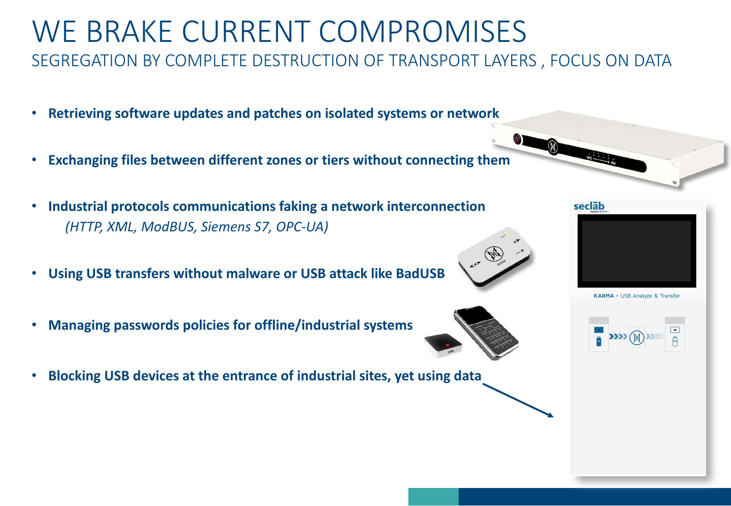# WE BRAKE CURRENT COMPROMISES

## SEGREGATION BY COMPLETE DESTRUCTION OF TRANSPORT LAYERS , FOCUS ON DATA

- **Retrieving software updates and patches on isolated systems or network**
- **Exchanging files between different zones or tiers without connecting them**
- **Industrial protocols communications faking a network interconnection**
  *(HTTP, XML, ModBUS, Siemens S7, OPC-UA)*
- **Using USB transfers without malware or USB attack like BadUSB**
- **Managing passwords policies for offline/industrial systems**
- **Blocking USB devices at the entrance of industrial sites, yet using data**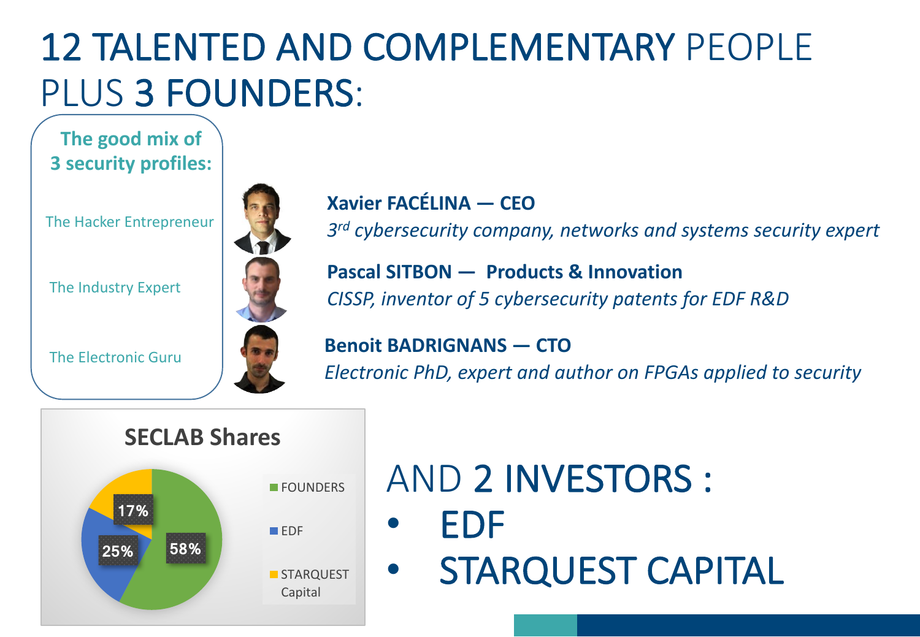# 12 TALENTED AND COMPLEMENTARY PEOPLE PLUS 3 FOUNDERS:

**The good mix of 3 security profiles:**

- The Hacker Entrepreneur
- The Industry Expert
- The Electronic Guru

**Xavier FACÉLINA — CEO**
*3rd cybersecurity company, networks and systems security expert*

**Pascal SITBON — Products & Innovation**
*CISSP, inventor of 5 cybersecurity patents for EDF R&D*

**Benoit BADRIGNANS — CTO**
*Electronic PhD, expert and author on FPGAs applied to security*

**SECLAB Shares**

| Shareholder | Share |
|---|---|
| FOUNDERS | 58% |
| EDF | 25% |
| STARQUEST Capital | 17% |

## AND 2 INVESTORS :

- EDF
- STARQUEST CAPITAL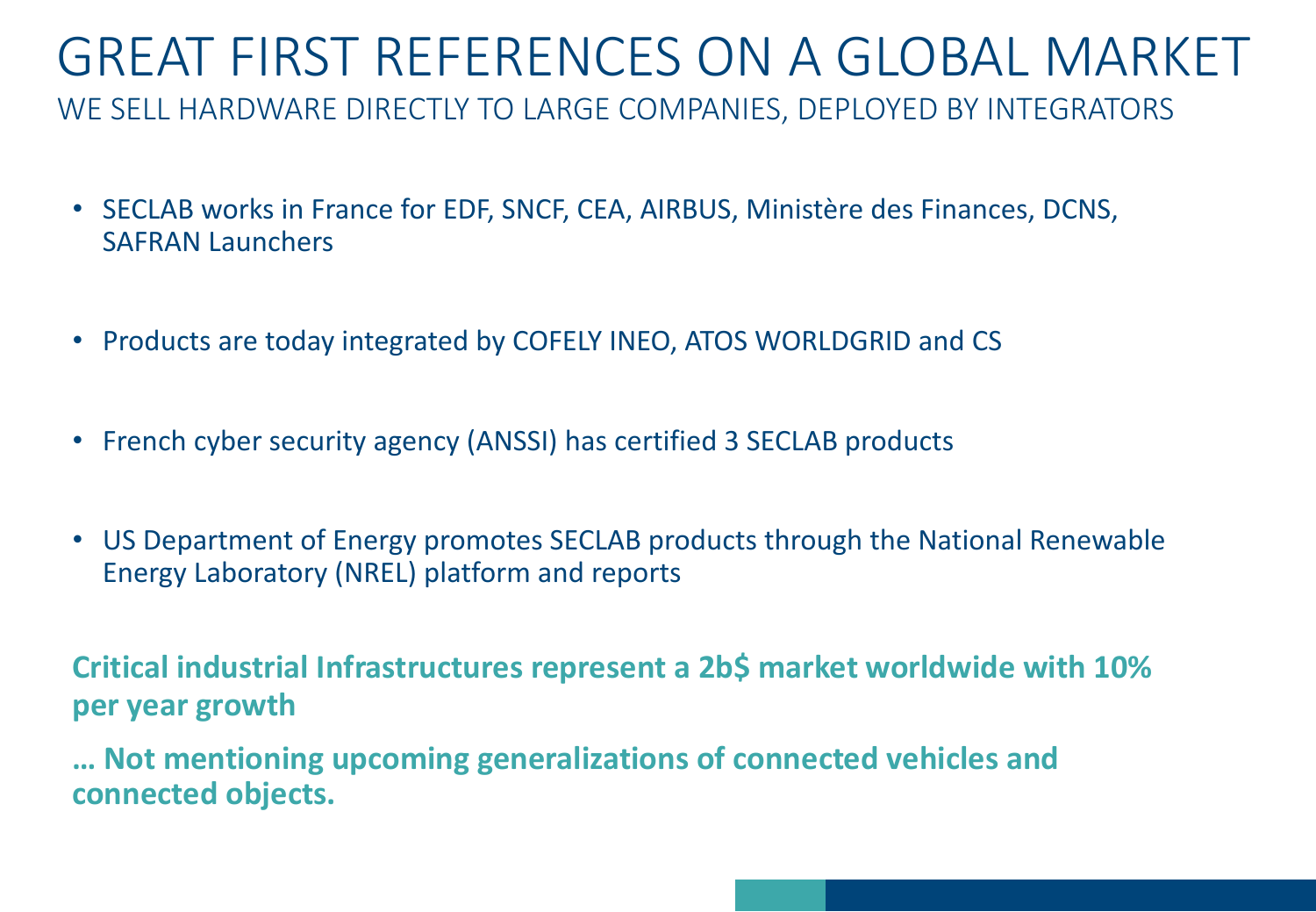# GREAT FIRST REFERENCES ON A GLOBAL MARKET

## WE SELL HARDWARE DIRECTLY TO LARGE COMPANIES, DEPLOYED BY INTEGRATORS

- SECLAB works in France for EDF, SNCF, CEA, AIRBUS, Ministère des Finances, DCNS, SAFRAN Launchers
- Products are today integrated by COFELY INEO, ATOS WORLDGRID and CS
- French cyber security agency (ANSSI) has certified 3 SECLAB products
- US Department of Energy promotes SECLAB products through the National Renewable Energy Laboratory (NREL) platform and reports

**Critical industrial Infrastructures represent a 2b$ market worldwide with 10% per year growth**

**… Not mentioning upcoming generalizations of connected vehicles and connected objects.**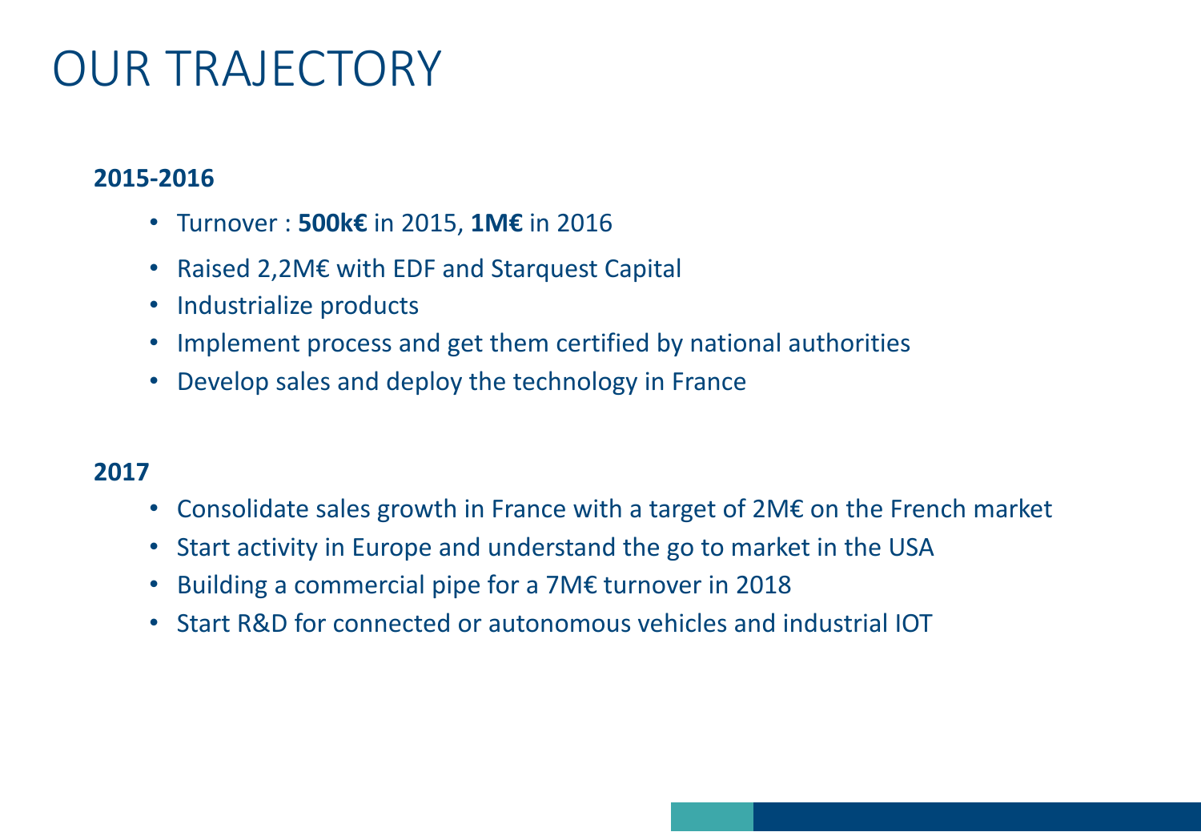# OUR TRAJECTORY

**2015-2016**

- Turnover : **500k€** in 2015, **1M€** in 2016
- Raised 2,2M€ with EDF and Starquest Capital
- Industrialize products
- Implement process and get them certified by national authorities
- Develop sales and deploy the technology in France

**2017**

- Consolidate sales growth in France with a target of 2M€ on the French market
- Start activity in Europe and understand the go to market in the USA
- Building a commercial pipe for a 7M€ turnover in 2018
- Start R&D for connected or autonomous vehicles and industrial IOT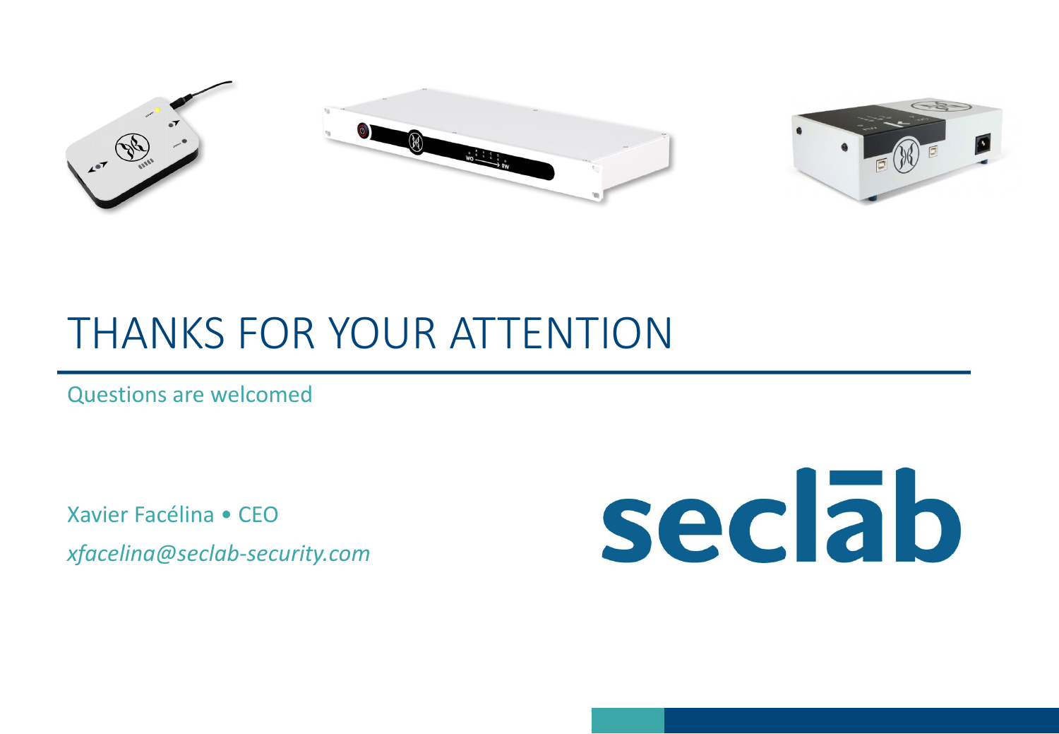# THANKS FOR YOUR ATTENTION

Questions are welcomed

Xavier Facélina • CEO

*xfacelina@seclab-security.com*

seclāb